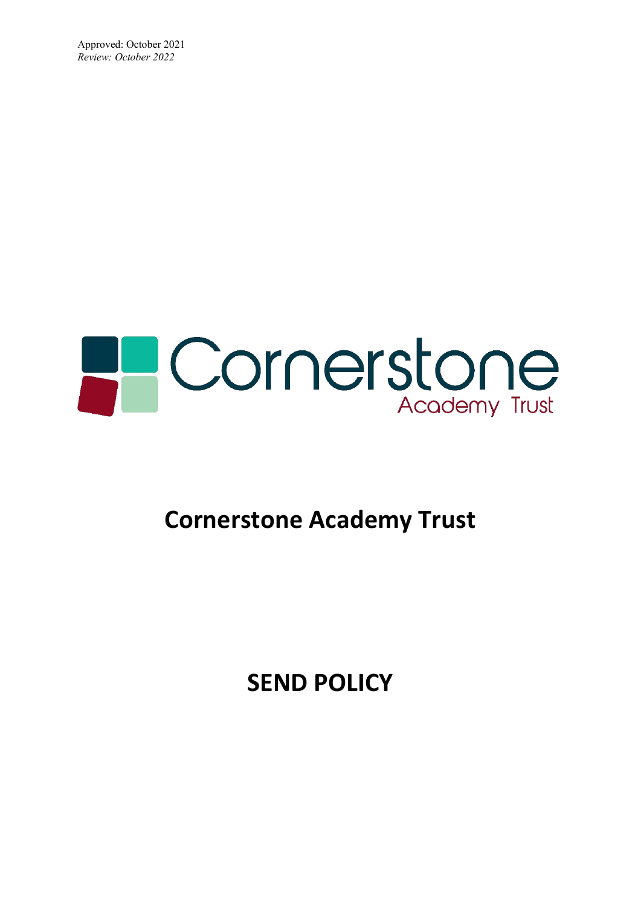Approved: October 2021

*Review: October 2022*

Cornerstone Academy Trust

# Cornerstone Academy Trust

# SEND POLICY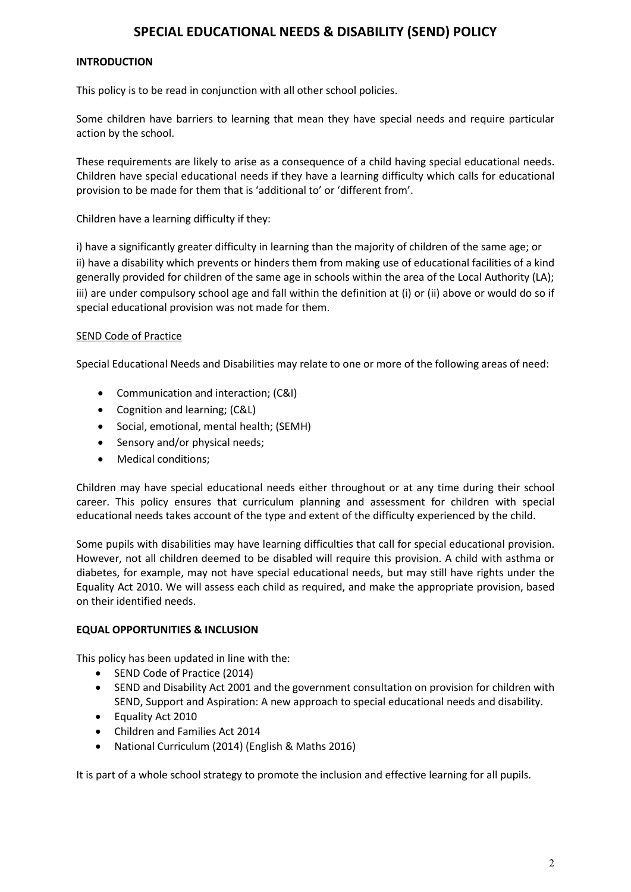# SPECIAL EDUCATIONAL NEEDS & DISABILITY (SEND) POLICY

## INTRODUCTION

This policy is to be read in conjunction with all other school policies.

Some children have barriers to learning that mean they have special needs and require particular action by the school.

These requirements are likely to arise as a consequence of a child having special educational needs. Children have special educational needs if they have a learning difficulty which calls for educational provision to be made for them that is 'additional to' or 'different from'.

Children have a learning difficulty if they:

i) have a significantly greater difficulty in learning than the majority of children of the same age; or
ii) have a disability which prevents or hinders them from making use of educational facilities of a kind generally provided for children of the same age in schools within the area of the Local Authority (LA);
iii) are under compulsory school age and fall within the definition at (i) or (ii) above or would do so if special educational provision was not made for them.

<u>SEND Code of Practice</u>

Special Educational Needs and Disabilities may relate to one or more of the following areas of need:

- Communication and interaction; (C&I)
- Cognition and learning; (C&L)
- Social, emotional, mental health; (SEMH)
- Sensory and/or physical needs;
- Medical conditions;

Children may have special educational needs either throughout or at any time during their school career. This policy ensures that curriculum planning and assessment for children with special educational needs takes account of the type and extent of the difficulty experienced by the child.

Some pupils with disabilities may have learning difficulties that call for special educational provision. However, not all children deemed to be disabled will require this provision. A child with asthma or diabetes, for example, may not have special educational needs, but may still have rights under the Equality Act 2010. We will assess each child as required, and make the appropriate provision, based on their identified needs.

## EQUAL OPPORTUNITIES & INCLUSION

This policy has been updated in line with the:

- SEND Code of Practice (2014)
- SEND and Disability Act 2001 and the government consultation on provision for children with SEND, Support and Aspiration: A new approach to special educational needs and disability.
- Equality Act 2010
- Children and Families Act 2014
- National Curriculum (2014) (English & Maths 2016)

It is part of a whole school strategy to promote the inclusion and effective learning for all pupils.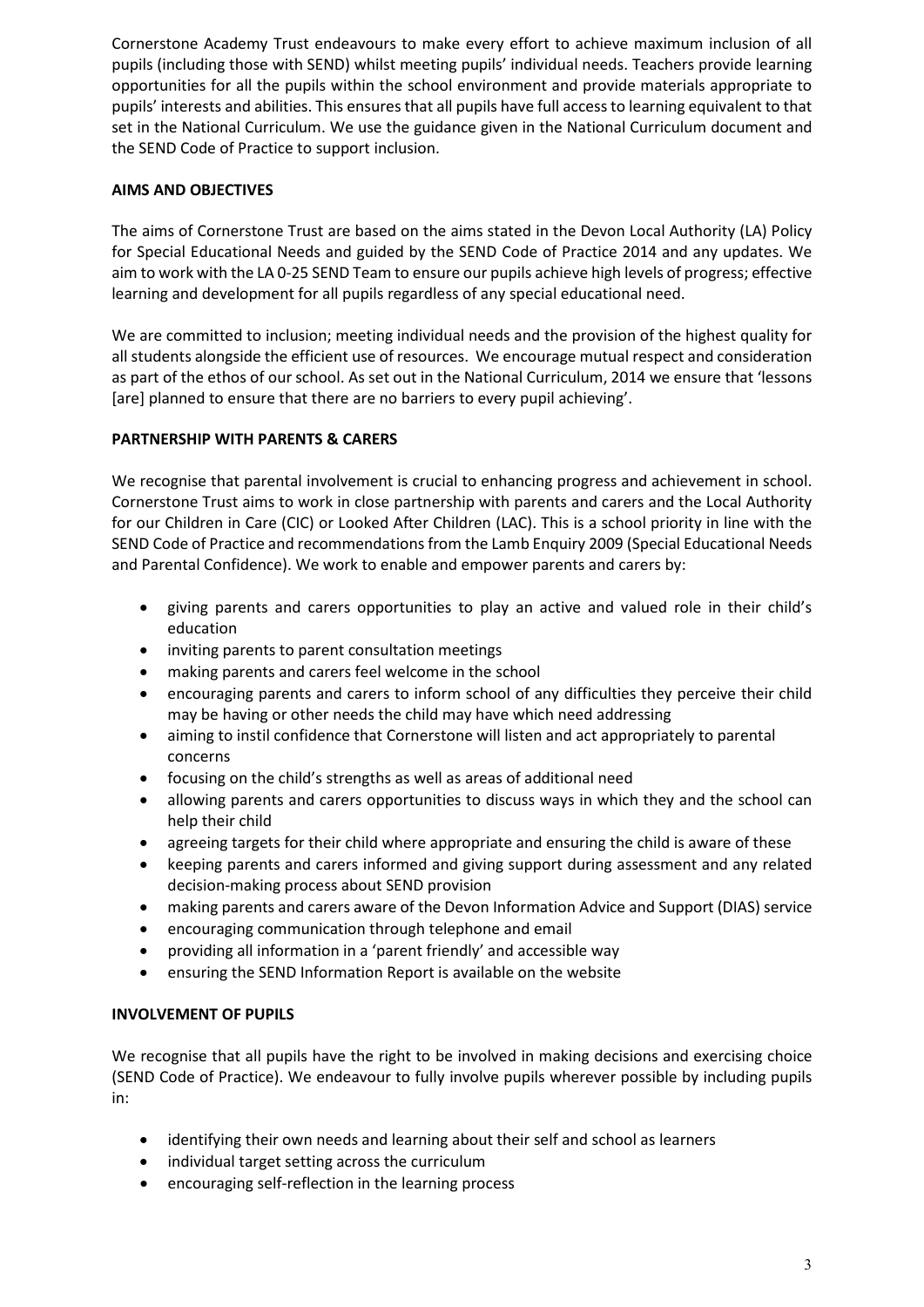Cornerstone Academy Trust endeavours to make every effort to achieve maximum inclusion of all pupils (including those with SEND) whilst meeting pupils' individual needs. Teachers provide learning opportunities for all the pupils within the school environment and provide materials appropriate to pupils' interests and abilities. This ensures that all pupils have full access to learning equivalent to that set in the National Curriculum. We use the guidance given in the National Curriculum document and the SEND Code of Practice to support inclusion.

## AIMS AND OBJECTIVES

The aims of Cornerstone Trust are based on the aims stated in the Devon Local Authority (LA) Policy for Special Educational Needs and guided by the SEND Code of Practice 2014 and any updates. We aim to work with the LA 0-25 SEND Team to ensure our pupils achieve high levels of progress; effective learning and development for all pupils regardless of any special educational need.

We are committed to inclusion; meeting individual needs and the provision of the highest quality for all students alongside the efficient use of resources. We encourage mutual respect and consideration as part of the ethos of our school. As set out in the National Curriculum, 2014 we ensure that 'lessons [are] planned to ensure that there are no barriers to every pupil achieving'.

## PARTNERSHIP WITH PARENTS & CARERS

We recognise that parental involvement is crucial to enhancing progress and achievement in school. Cornerstone Trust aims to work in close partnership with parents and carers and the Local Authority for our Children in Care (CIC) or Looked After Children (LAC). This is a school priority in line with the SEND Code of Practice and recommendations from the Lamb Enquiry 2009 (Special Educational Needs and Parental Confidence). We work to enable and empower parents and carers by:

- giving parents and carers opportunities to play an active and valued role in their child's education
- inviting parents to parent consultation meetings
- making parents and carers feel welcome in the school
- encouraging parents and carers to inform school of any difficulties they perceive their child may be having or other needs the child may have which need addressing
- aiming to instil confidence that Cornerstone will listen and act appropriately to parental concerns
- focusing on the child's strengths as well as areas of additional need
- allowing parents and carers opportunities to discuss ways in which they and the school can help their child
- agreeing targets for their child where appropriate and ensuring the child is aware of these
- keeping parents and carers informed and giving support during assessment and any related decision-making process about SEND provision
- making parents and carers aware of the Devon Information Advice and Support (DIAS) service
- encouraging communication through telephone and email
- providing all information in a 'parent friendly' and accessible way
- ensuring the SEND Information Report is available on the website

## INVOLVEMENT OF PUPILS

We recognise that all pupils have the right to be involved in making decisions and exercising choice (SEND Code of Practice). We endeavour to fully involve pupils wherever possible by including pupils in:

- identifying their own needs and learning about their self and school as learners
- individual target setting across the curriculum
- encouraging self-reflection in the learning process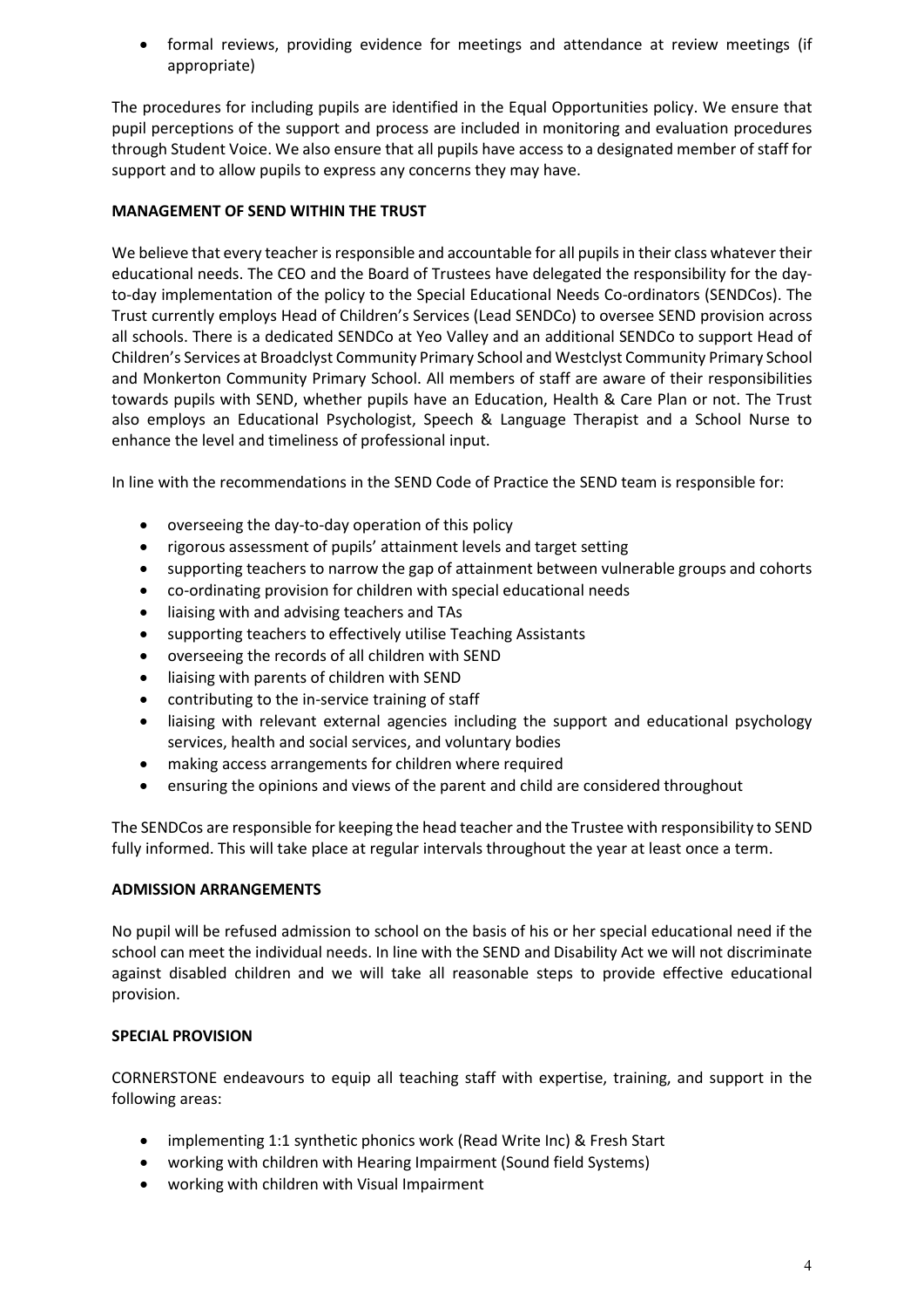- formal reviews, providing evidence for meetings and attendance at review meetings (if appropriate)

The procedures for including pupils are identified in the Equal Opportunities policy. We ensure that pupil perceptions of the support and process are included in monitoring and evaluation procedures through Student Voice. We also ensure that all pupils have access to a designated member of staff for support and to allow pupils to express any concerns they may have.

## MANAGEMENT OF SEND WITHIN THE TRUST

We believe that every teacher is responsible and accountable for all pupils in their class whatever their educational needs. The CEO and the Board of Trustees have delegated the responsibility for the day-to-day implementation of the policy to the Special Educational Needs Co-ordinators (SENDCos). The Trust currently employs Head of Children's Services (Lead SENDCo) to oversee SEND provision across all schools. There is a dedicated SENDCo at Yeo Valley and an additional SENDCo to support Head of Children's Services at Broadclyst Community Primary School and Westclyst Community Primary School and Monkerton Community Primary School. All members of staff are aware of their responsibilities towards pupils with SEND, whether pupils have an Education, Health & Care Plan or not. The Trust also employs an Educational Psychologist, Speech & Language Therapist and a School Nurse to enhance the level and timeliness of professional input.

In line with the recommendations in the SEND Code of Practice the SEND team is responsible for:

- overseeing the day-to-day operation of this policy
- rigorous assessment of pupils' attainment levels and target setting
- supporting teachers to narrow the gap of attainment between vulnerable groups and cohorts
- co-ordinating provision for children with special educational needs
- liaising with and advising teachers and TAs
- supporting teachers to effectively utilise Teaching Assistants
- overseeing the records of all children with SEND
- liaising with parents of children with SEND
- contributing to the in-service training of staff
- liaising with relevant external agencies including the support and educational psychology services, health and social services, and voluntary bodies
- making access arrangements for children where required
- ensuring the opinions and views of the parent and child are considered throughout

The SENDCos are responsible for keeping the head teacher and the Trustee with responsibility to SEND fully informed. This will take place at regular intervals throughout the year at least once a term.

## ADMISSION ARRANGEMENTS

No pupil will be refused admission to school on the basis of his or her special educational need if the school can meet the individual needs. In line with the SEND and Disability Act we will not discriminate against disabled children and we will take all reasonable steps to provide effective educational provision.

## SPECIAL PROVISION

CORNERSTONE endeavours to equip all teaching staff with expertise, training, and support in the following areas:

- implementing 1:1 synthetic phonics work (Read Write Inc) & Fresh Start
- working with children with Hearing Impairment (Sound field Systems)
- working with children with Visual Impairment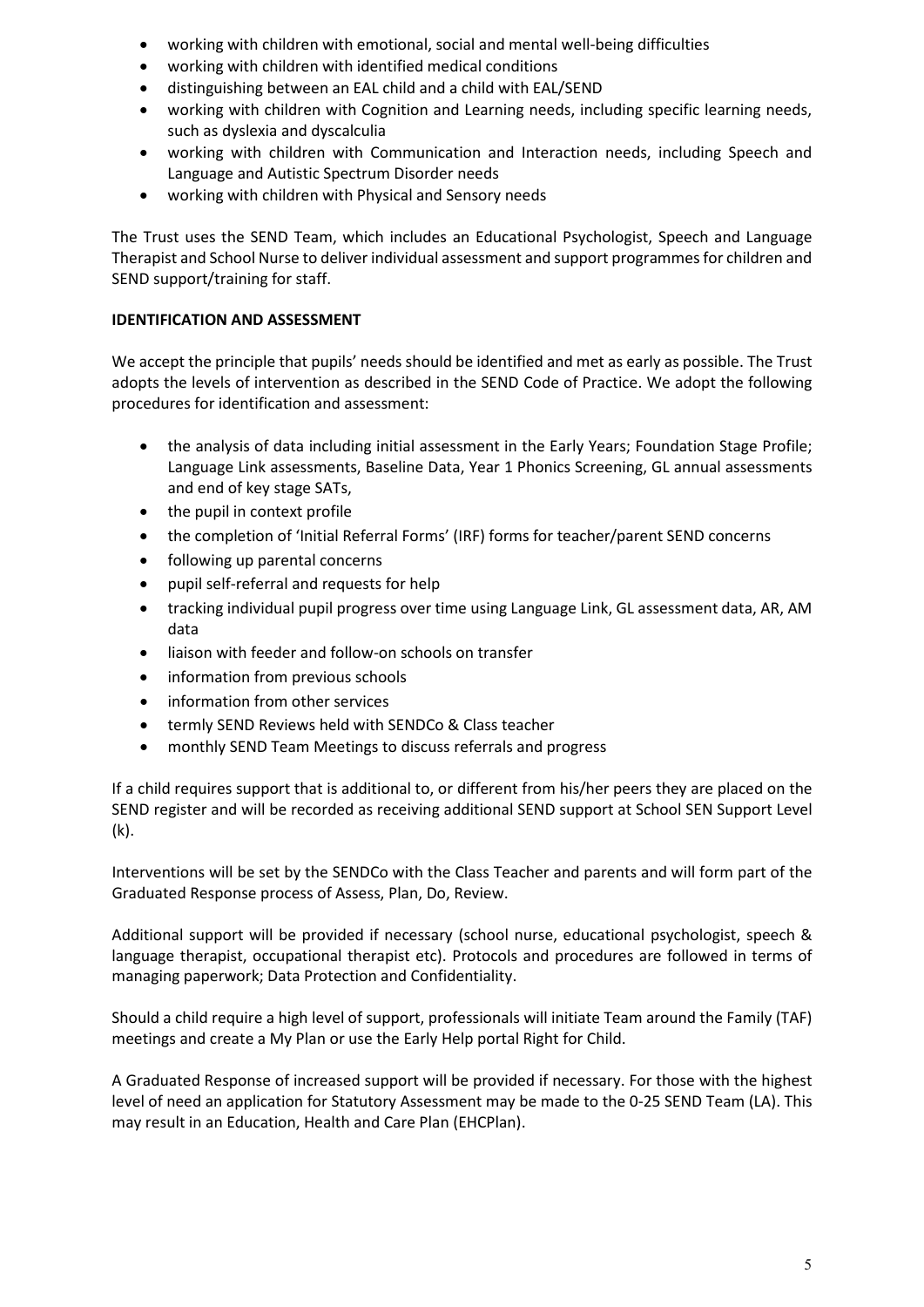- working with children with emotional, social and mental well-being difficulties
- working with children with identified medical conditions
- distinguishing between an EAL child and a child with EAL/SEND
- working with children with Cognition and Learning needs, including specific learning needs, such as dyslexia and dyscalculia
- working with children with Communication and Interaction needs, including Speech and Language and Autistic Spectrum Disorder needs
- working with children with Physical and Sensory needs

The Trust uses the SEND Team, which includes an Educational Psychologist, Speech and Language Therapist and School Nurse to deliver individual assessment and support programmes for children and SEND support/training for staff.

**IDENTIFICATION AND ASSESSMENT**

We accept the principle that pupils' needs should be identified and met as early as possible. The Trust adopts the levels of intervention as described in the SEND Code of Practice. We adopt the following procedures for identification and assessment:

- the analysis of data including initial assessment in the Early Years; Foundation Stage Profile; Language Link assessments, Baseline Data, Year 1 Phonics Screening, GL annual assessments and end of key stage SATs,
- the pupil in context profile
- the completion of 'Initial Referral Forms' (IRF) forms for teacher/parent SEND concerns
- following up parental concerns
- pupil self-referral and requests for help
- tracking individual pupil progress over time using Language Link, GL assessment data, AR, AM data
- liaison with feeder and follow-on schools on transfer
- information from previous schools
- information from other services
- termly SEND Reviews held with SENDCo & Class teacher
- monthly SEND Team Meetings to discuss referrals and progress

If a child requires support that is additional to, or different from his/her peers they are placed on the SEND register and will be recorded as receiving additional SEND support at School SEN Support Level (k).

Interventions will be set by the SENDCo with the Class Teacher and parents and will form part of the Graduated Response process of Assess, Plan, Do, Review.

Additional support will be provided if necessary (school nurse, educational psychologist, speech & language therapist, occupational therapist etc). Protocols and procedures are followed in terms of managing paperwork; Data Protection and Confidentiality.

Should a child require a high level of support, professionals will initiate Team around the Family (TAF) meetings and create a My Plan or use the Early Help portal Right for Child.

A Graduated Response of increased support will be provided if necessary. For those with the highest level of need an application for Statutory Assessment may be made to the 0-25 SEND Team (LA). This may result in an Education, Health and Care Plan (EHCPlan).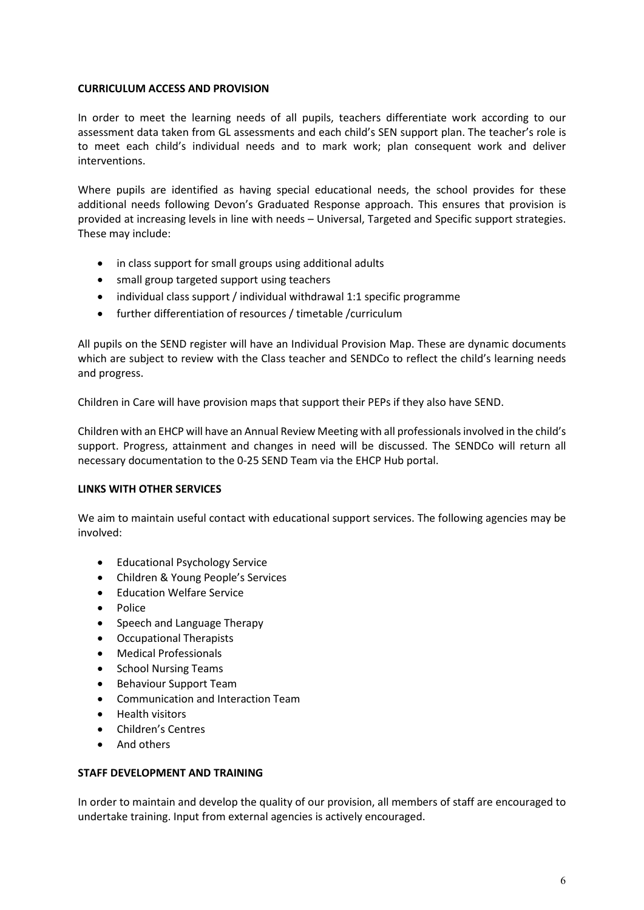**CURRICULUM ACCESS AND PROVISION**

In order to meet the learning needs of all pupils, teachers differentiate work according to our assessment data taken from GL assessments and each child's SEN support plan. The teacher's role is to meet each child's individual needs and to mark work; plan consequent work and deliver interventions.

Where pupils are identified as having special educational needs, the school provides for these additional needs following Devon's Graduated Response approach. This ensures that provision is provided at increasing levels in line with needs – Universal, Targeted and Specific support strategies. These may include:

- in class support for small groups using additional adults
- small group targeted support using teachers
- individual class support / individual withdrawal 1:1 specific programme
- further differentiation of resources / timetable /curriculum

All pupils on the SEND register will have an Individual Provision Map. These are dynamic documents which are subject to review with the Class teacher and SENDCo to reflect the child's learning needs and progress.

Children in Care will have provision maps that support their PEPs if they also have SEND.

Children with an EHCP will have an Annual Review Meeting with all professionals involved in the child's support. Progress, attainment and changes in need will be discussed. The SENDCo will return all necessary documentation to the 0-25 SEND Team via the EHCP Hub portal.

**LINKS WITH OTHER SERVICES**

We aim to maintain useful contact with educational support services. The following agencies may be involved:

- Educational Psychology Service
- Children & Young People's Services
- Education Welfare Service
- Police
- Speech and Language Therapy
- Occupational Therapists
- Medical Professionals
- School Nursing Teams
- Behaviour Support Team
- Communication and Interaction Team
- Health visitors
- Children's Centres
- And others

**STAFF DEVELOPMENT AND TRAINING**

In order to maintain and develop the quality of our provision, all members of staff are encouraged to undertake training. Input from external agencies is actively encouraged.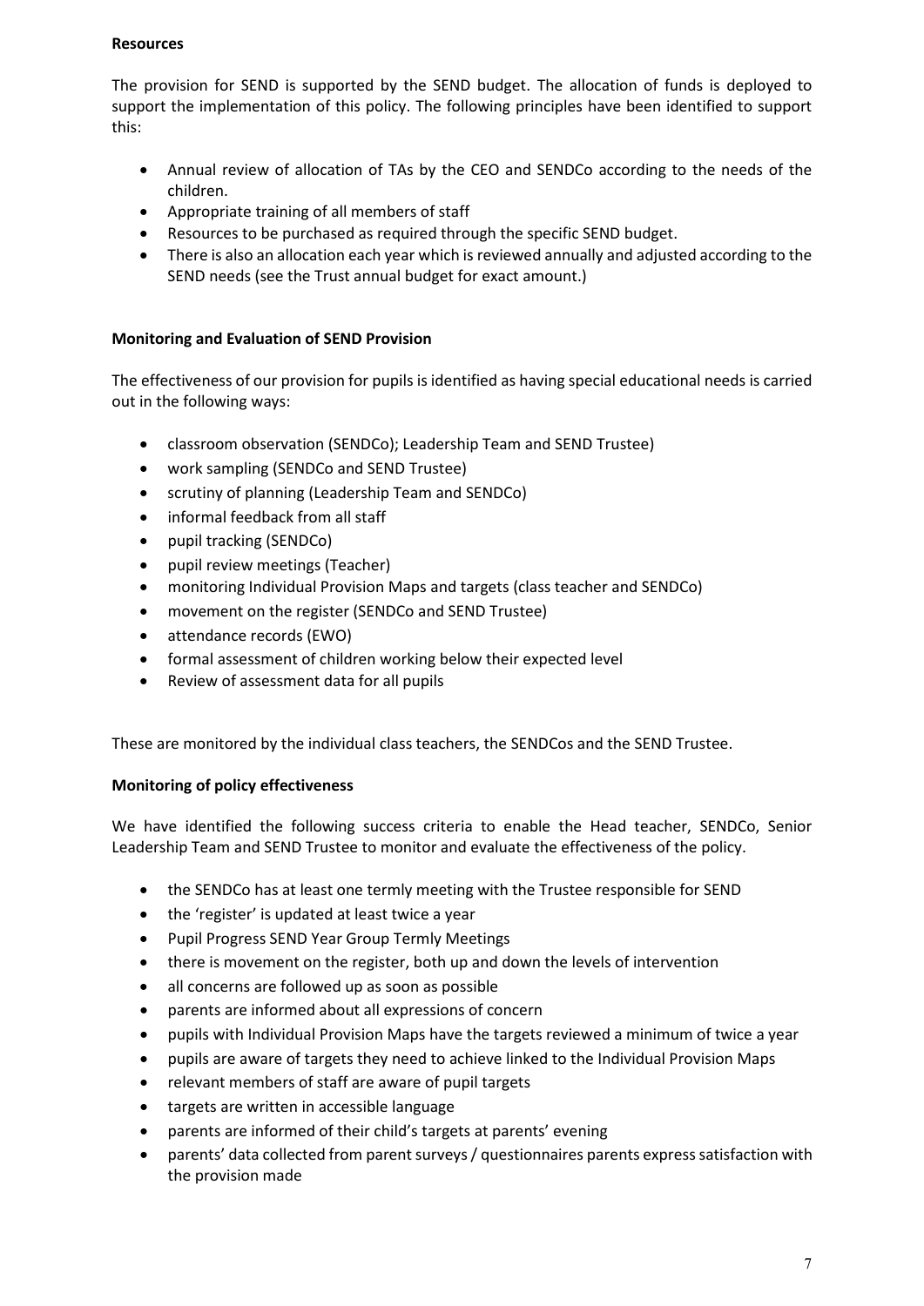**Resources**

The provision for SEND is supported by the SEND budget. The allocation of funds is deployed to support the implementation of this policy. The following principles have been identified to support this:

- Annual review of allocation of TAs by the CEO and SENDCo according to the needs of the children.
- Appropriate training of all members of staff
- Resources to be purchased as required through the specific SEND budget.
- There is also an allocation each year which is reviewed annually and adjusted according to the SEND needs (see the Trust annual budget for exact amount.)

**Monitoring and Evaluation of SEND Provision**

The effectiveness of our provision for pupils is identified as having special educational needs is carried out in the following ways:

- classroom observation (SENDCo); Leadership Team and SEND Trustee)
- work sampling (SENDCo and SEND Trustee)
- scrutiny of planning (Leadership Team and SENDCo)
- informal feedback from all staff
- pupil tracking (SENDCo)
- pupil review meetings (Teacher)
- monitoring Individual Provision Maps and targets (class teacher and SENDCo)
- movement on the register (SENDCo and SEND Trustee)
- attendance records (EWO)
- formal assessment of children working below their expected level
- Review of assessment data for all pupils

These are monitored by the individual class teachers, the SENDCos and the SEND Trustee.

**Monitoring of policy effectiveness**

We have identified the following success criteria to enable the Head teacher, SENDCo, Senior Leadership Team and SEND Trustee to monitor and evaluate the effectiveness of the policy.

- the SENDCo has at least one termly meeting with the Trustee responsible for SEND
- the 'register' is updated at least twice a year
- Pupil Progress SEND Year Group Termly Meetings
- there is movement on the register, both up and down the levels of intervention
- all concerns are followed up as soon as possible
- parents are informed about all expressions of concern
- pupils with Individual Provision Maps have the targets reviewed a minimum of twice a year
- pupils are aware of targets they need to achieve linked to the Individual Provision Maps
- relevant members of staff are aware of pupil targets
- targets are written in accessible language
- parents are informed of their child's targets at parents' evening
- parents' data collected from parent surveys / questionnaires parents express satisfaction with the provision made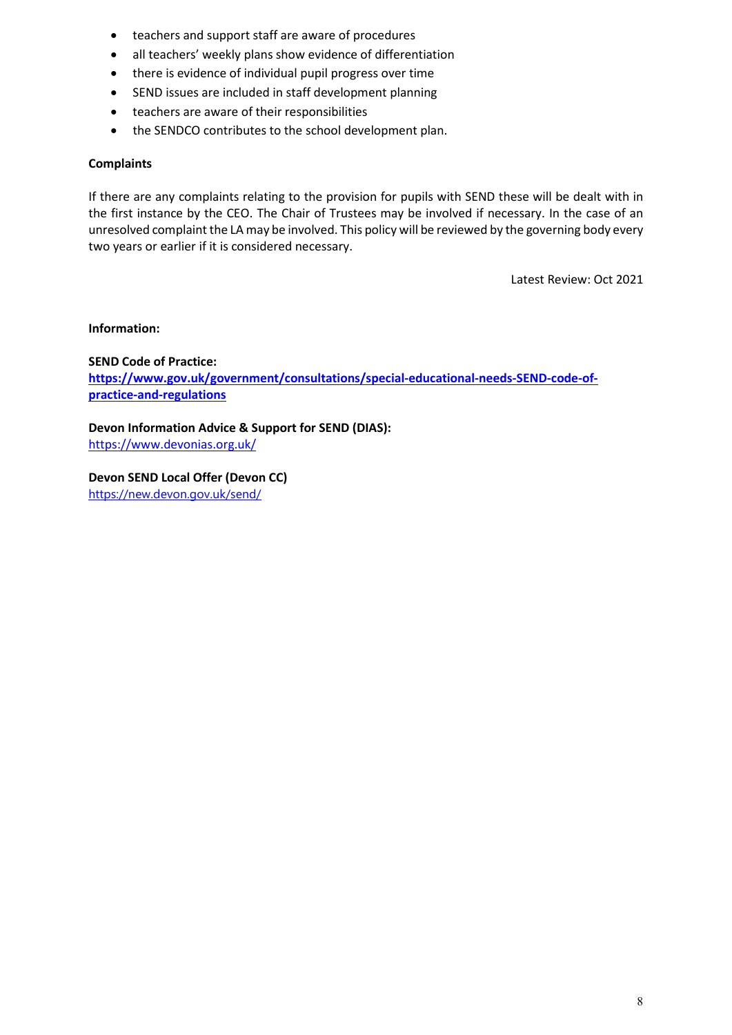- teachers and support staff are aware of procedures
- all teachers' weekly plans show evidence of differentiation
- there is evidence of individual pupil progress over time
- SEND issues are included in staff development planning
- teachers are aware of their responsibilities
- the SENDCO contributes to the school development plan.

**Complaints**

If there are any complaints relating to the provision for pupils with SEND these will be dealt with in the first instance by the CEO. The Chair of Trustees may be involved if necessary. In the case of an unresolved complaint the LA may be involved. This policy will be reviewed by the governing body every two years or earlier if it is considered necessary.

Latest Review: Oct 2021

**Information:**

**SEND Code of Practice:**
**https://www.gov.uk/government/consultations/special-educational-needs-SEND-code-of-practice-and-regulations**

**Devon Information Advice & Support for SEND (DIAS):**
https://www.devonias.org.uk/

**Devon SEND Local Offer (Devon CC)**
https://new.devon.gov.uk/send/